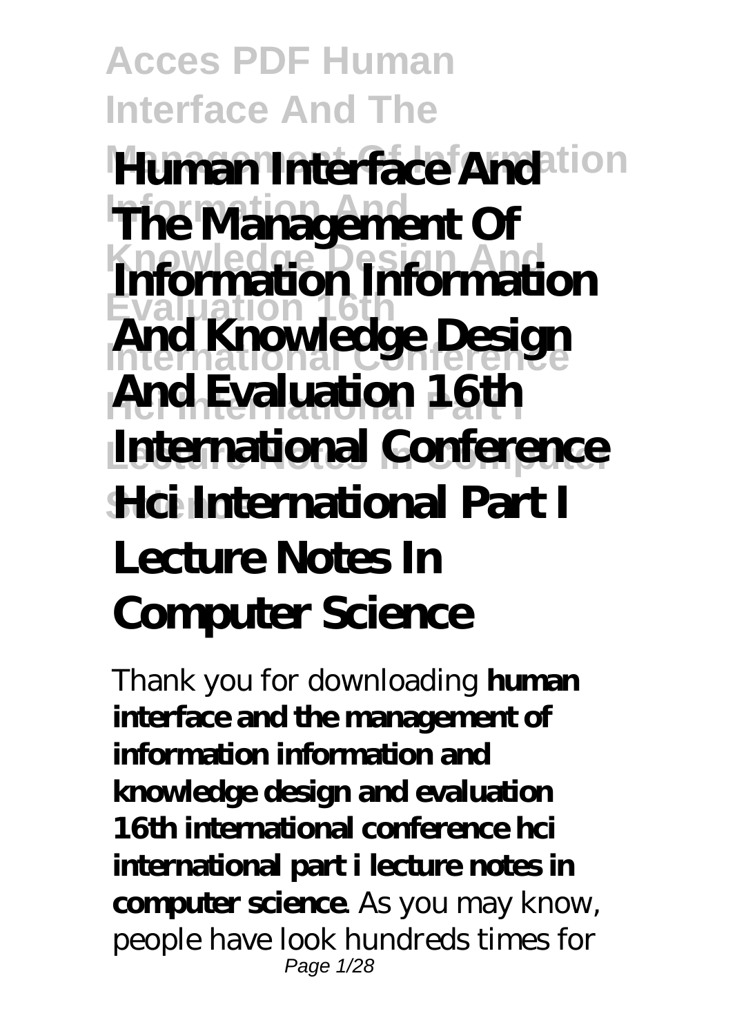# Human Interface And The Management Of Information Information And Knowledge Design And Evaluation 16th International Conference Hci International Part I Lecture Notes In Computer Science

Thank you for downloading **human interface and the management of information information and knowledge design and evaluation 16th international conference hci international part i lecture notes in computer science**. As you may know, people have look hundreds times for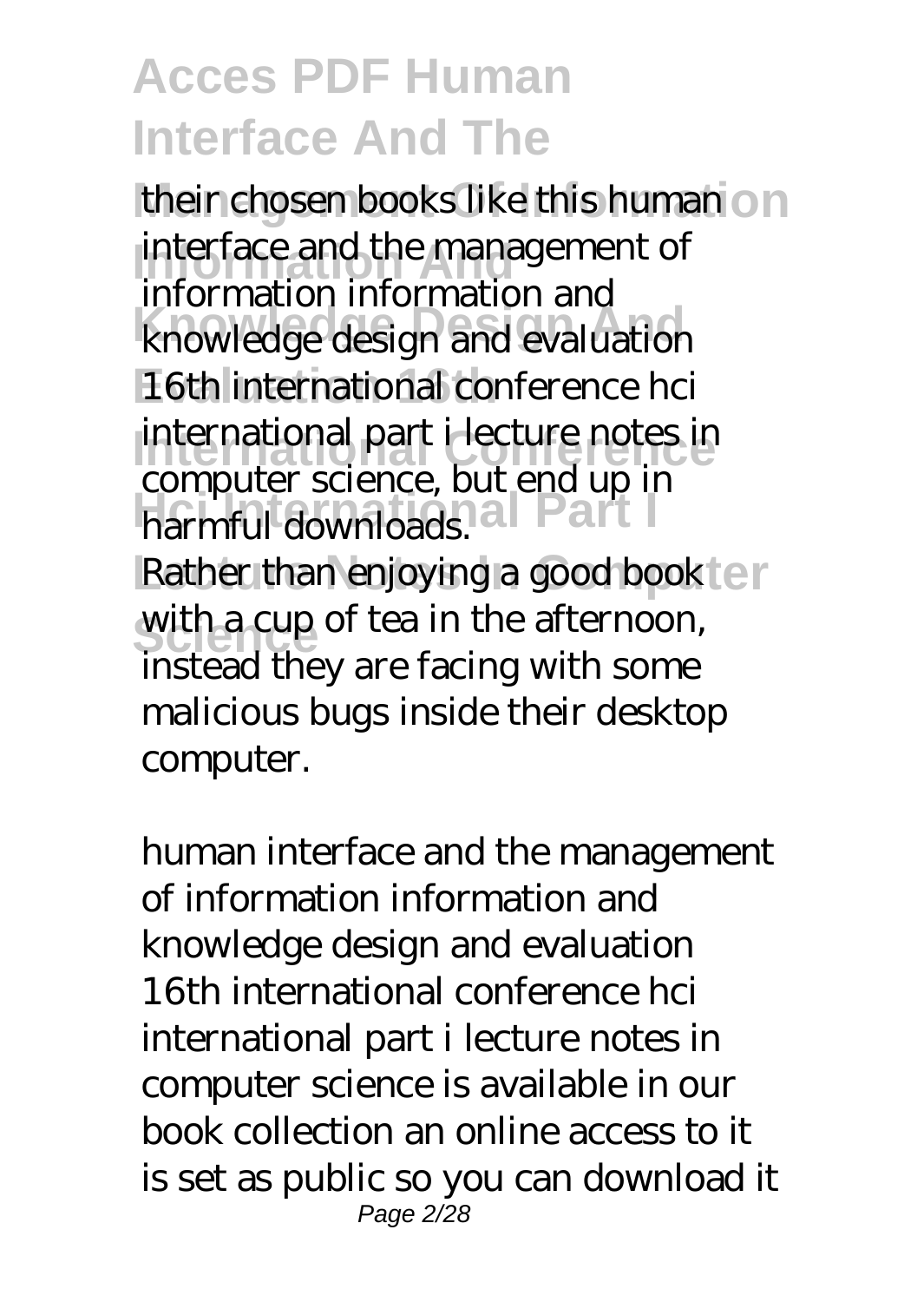their chosen books like this human interface and the management of information information and knowledge design and evaluation 16th international conference hci international part i lecture notes in computer science, but end up in harmful downloads.

Rather than enjoying a good book with a cup of tea in the afternoon, instead they are facing with some malicious bugs inside their desktop computer.

human interface and the management of information information and knowledge design and evaluation 16th international conference hci international part i lecture notes in computer science is available in our book collection an online access to it is set as public so you can download it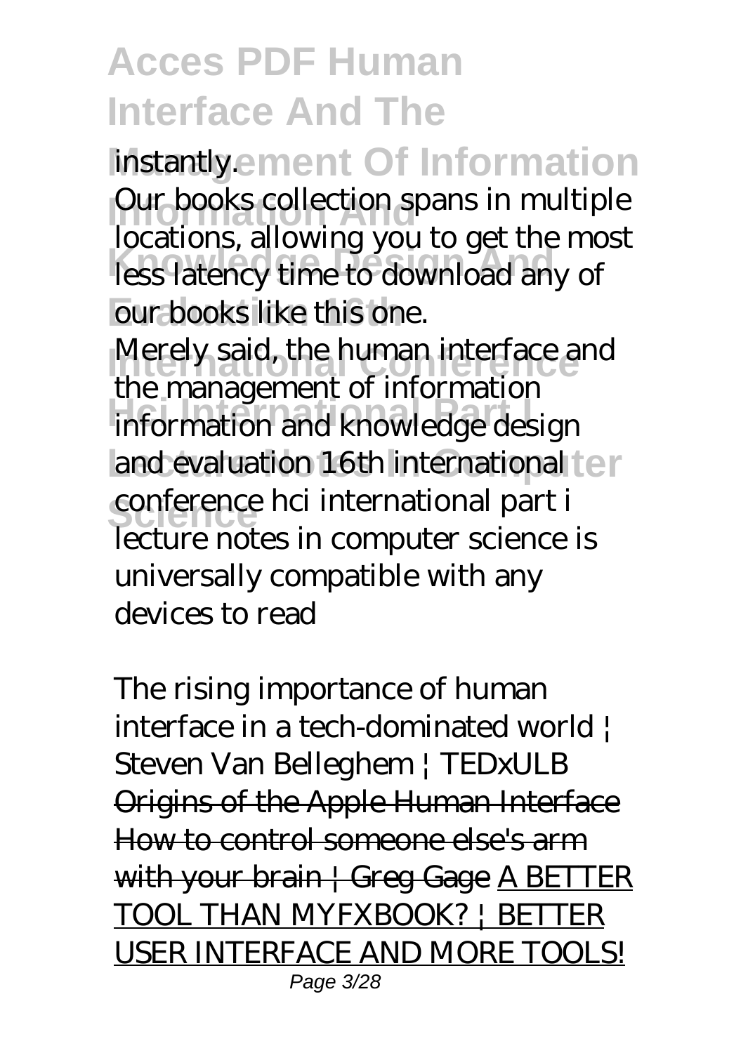instantly.

Our books collection spans in multiple locations, allowing you to get the most less latency time to download any of our books like this one.

Merely said, the human interface and the management of information information and knowledge design and evaluation 16th international conference hci international part i lecture notes in computer science is universally compatible with any devices to read

*The rising importance of human interface in a tech-dominated world | Steven Van Belleghem | TEDxULB* Origins of the Apple Human Interface How to control someone else's arm with your brain | Greg Gage A BETTER TOOL THAN MYFXBOOK? | BETTER USER INTERFACE AND MORE TOOLS!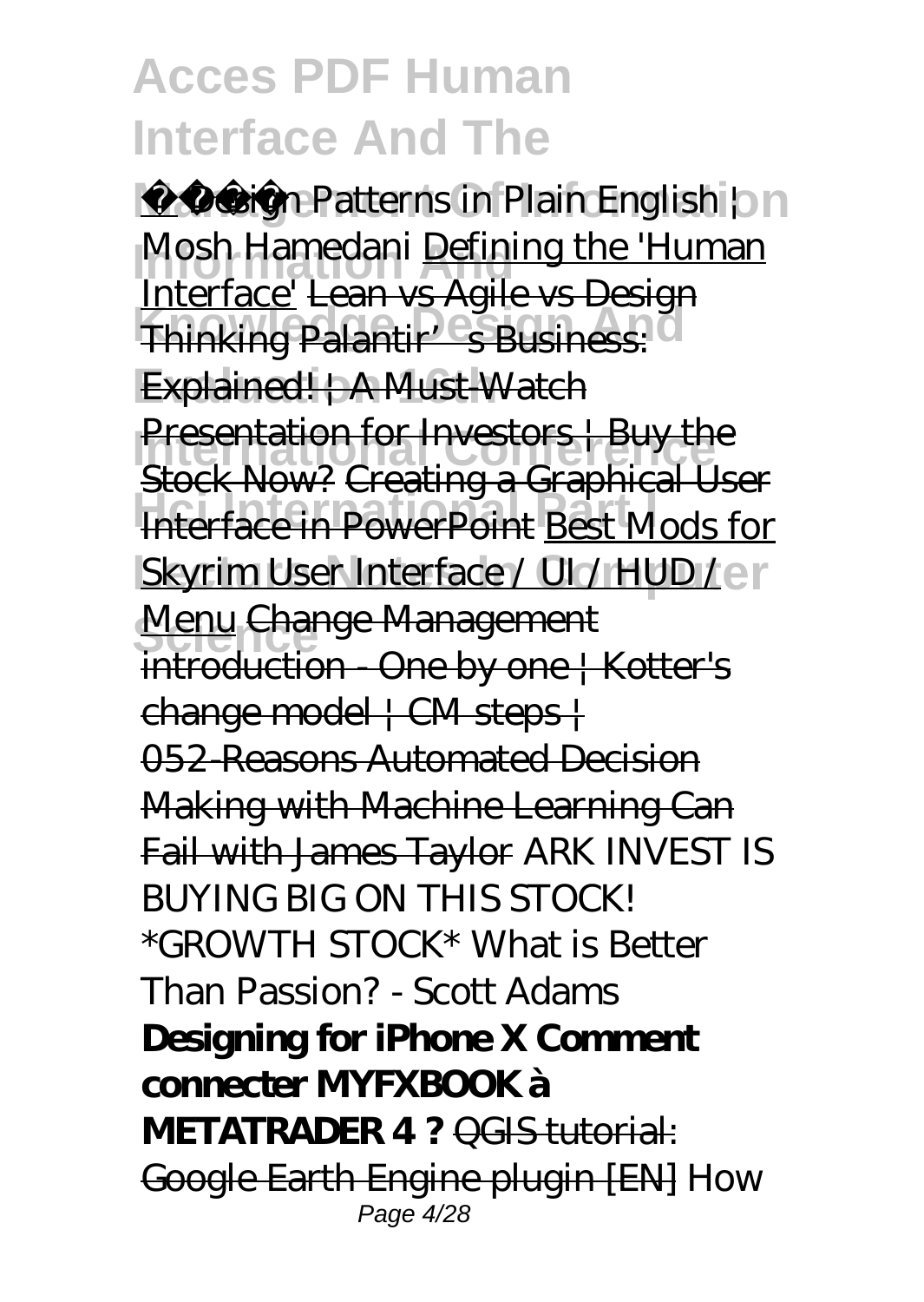Design Patterns in Plain English | Mosh Hamedani Defining the 'Human Interface' Lean vs Agile vs Design Thinking Palantir's Business: Explained! | A Must-Watch Presentation for Investors | Buy the Stock Now? Creating a Graphical User Interface in PowerPoint Best Mods for Skyrim User Interface / UI / HUD / Menu Change Management introduction - One by one | Kotter's change model | CM steps | 052-Reasons Automated Decision Making with Machine Learning Can Fail with James Taylor *ARK INVEST IS BUYING BIG ON THIS STOCK! *GROWTH STOCK** *What is Better Than Passion? - Scott Adams* **Designing for iPhone X Comment connecter MYFXBOOK à METATRADER 4 ?** QGIS tutorial: Google Earth Engine plugin [EN] *How*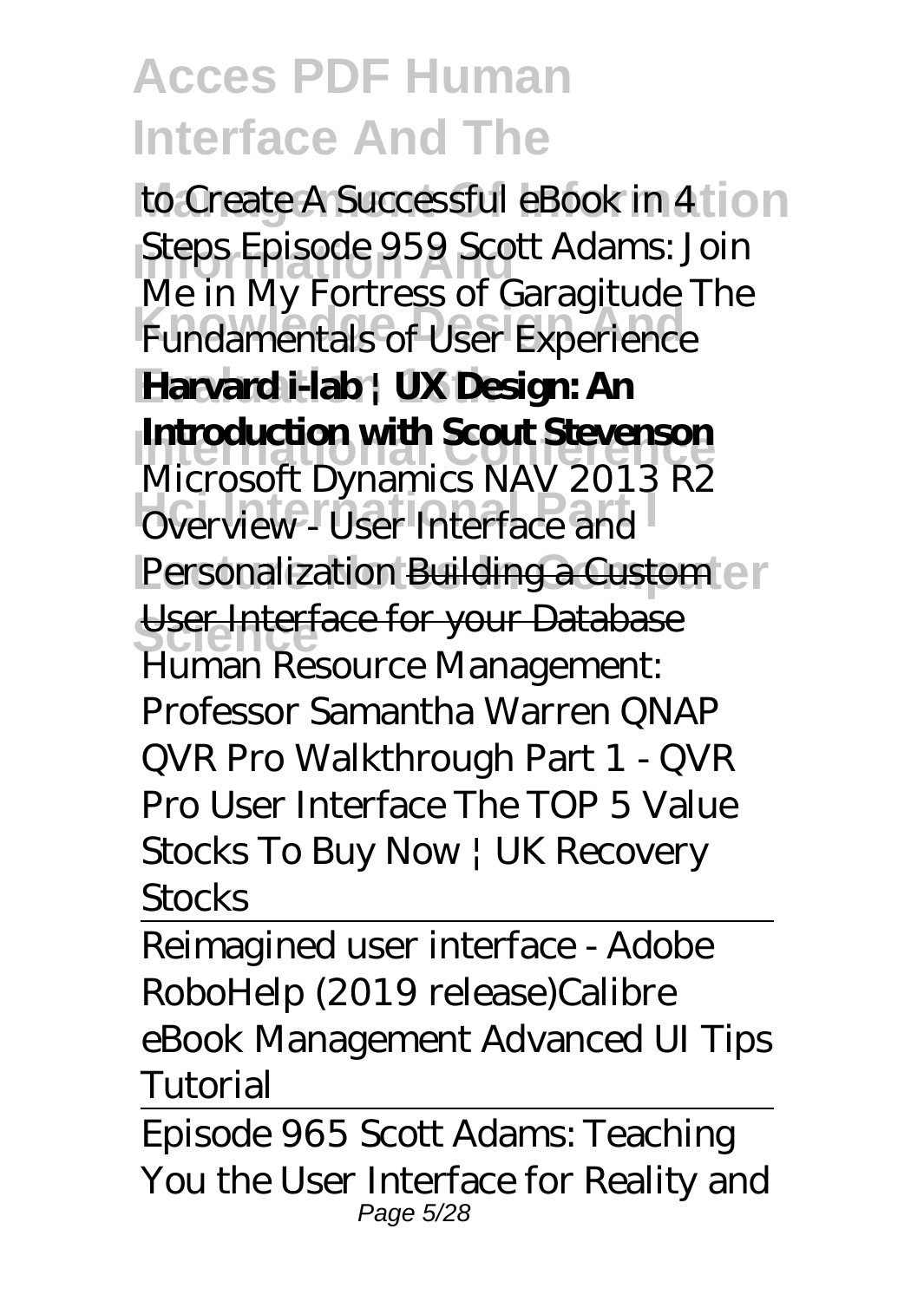to Create A Successful eBook in 4 Steps *Episode 959 Scott Adams: Join Me in My Fortress of Garagitude* The Fundamentals of User Experience **Harvard i-lab | UX Design: An Introduction with Scout Stevenson** Microsoft Dynamics NAV 2013 R2 Overview - User Interface and Personalization Building a Custom User Interface for your Database Human Resource Management: Professor Samantha Warren QNAP QVR Pro Walkthrough Part 1 - QVR Pro User Interface The TOP 5 Value Stocks To Buy Now | UK Recovery Stocks

Reimagined user interface - Adobe RoboHelp (2019 release)Calibre eBook Management Advanced UI Tips Tutorial

Episode 965 Scott Adams: Teaching You the User Interface for Reality and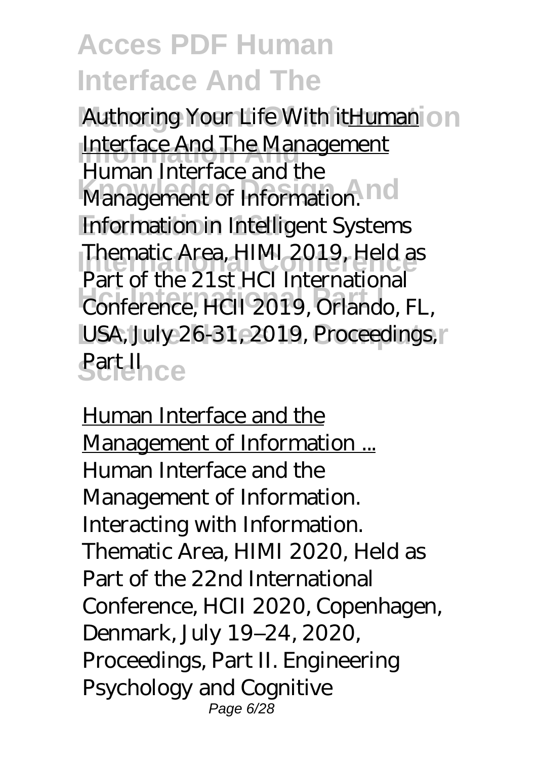Authoring Your Life With itHuman Interface And The Management

Human Interface and the Management of Information. Information in Intelligent Systems Thematic Area, HIMI 2019, Held as Part of the 21st HCI International Conference, HCII 2019, Orlando, FL, USA, July 26-31, 2019, Proceedings, Part II

Human Interface and the Management of Information ...

Human Interface and the Management of Information. Interacting with Information. Thematic Area, HIMI 2020, Held as Part of the 22nd International Conference, HCII 2020, Copenhagen, Denmark, July 19–24, 2020, Proceedings, Part II. Engineering Psychology and Cognitive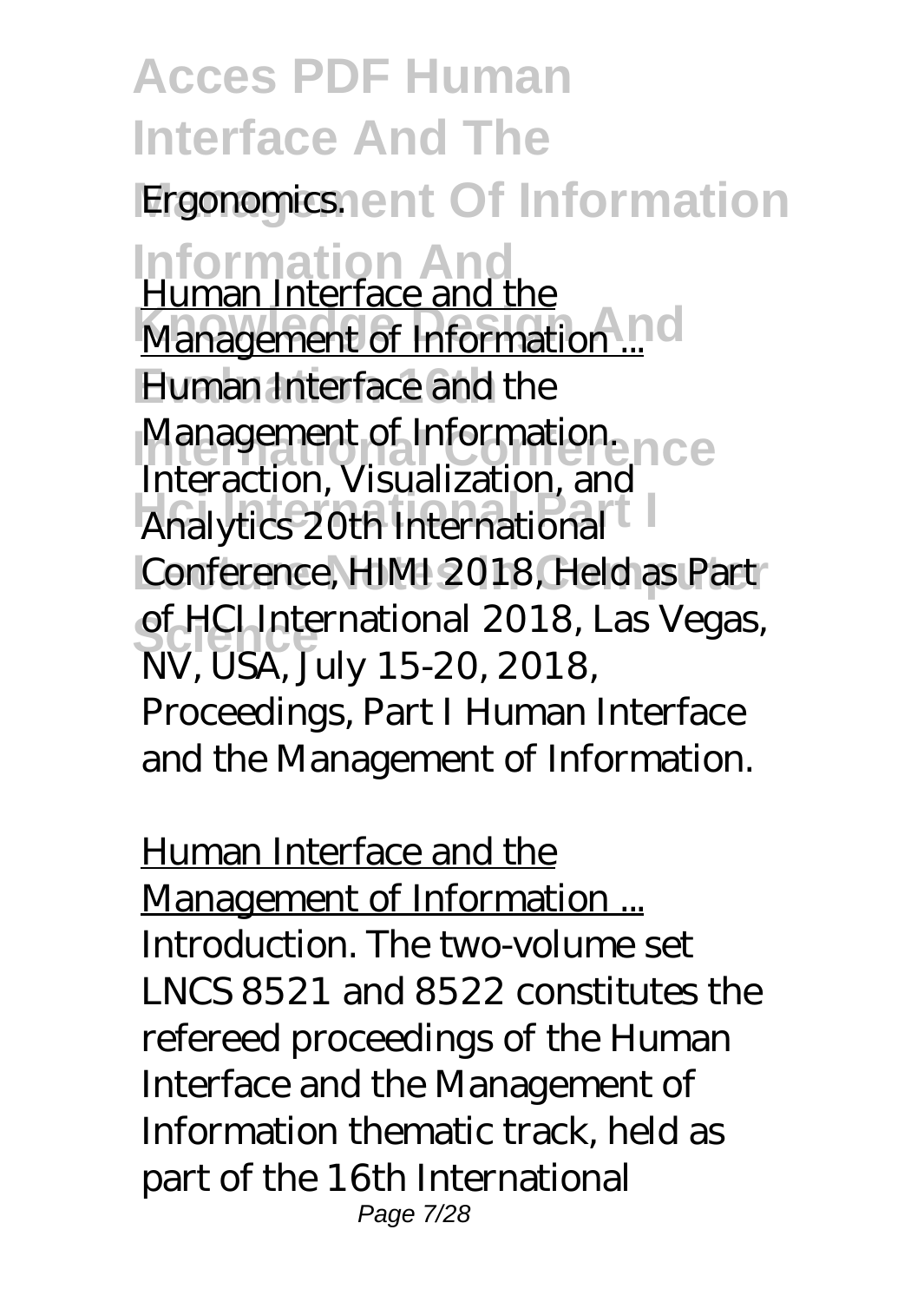Ergonomics.

Human Interface and the Management of Information ...

Human Interface and the Management of Information. Interaction, Visualization, and Analytics 20th International Conference, HIMI 2018, Held as Part of HCI International 2018, Las Vegas, NV, USA, July 15-20, 2018, Proceedings, Part I Human Interface and the Management of Information.

Human Interface and the Management of Information ...

Introduction. The two-volume set LNCS 8521 and 8522 constitutes the refereed proceedings of the Human Interface and the Management of Information thematic track, held as part of the 16th International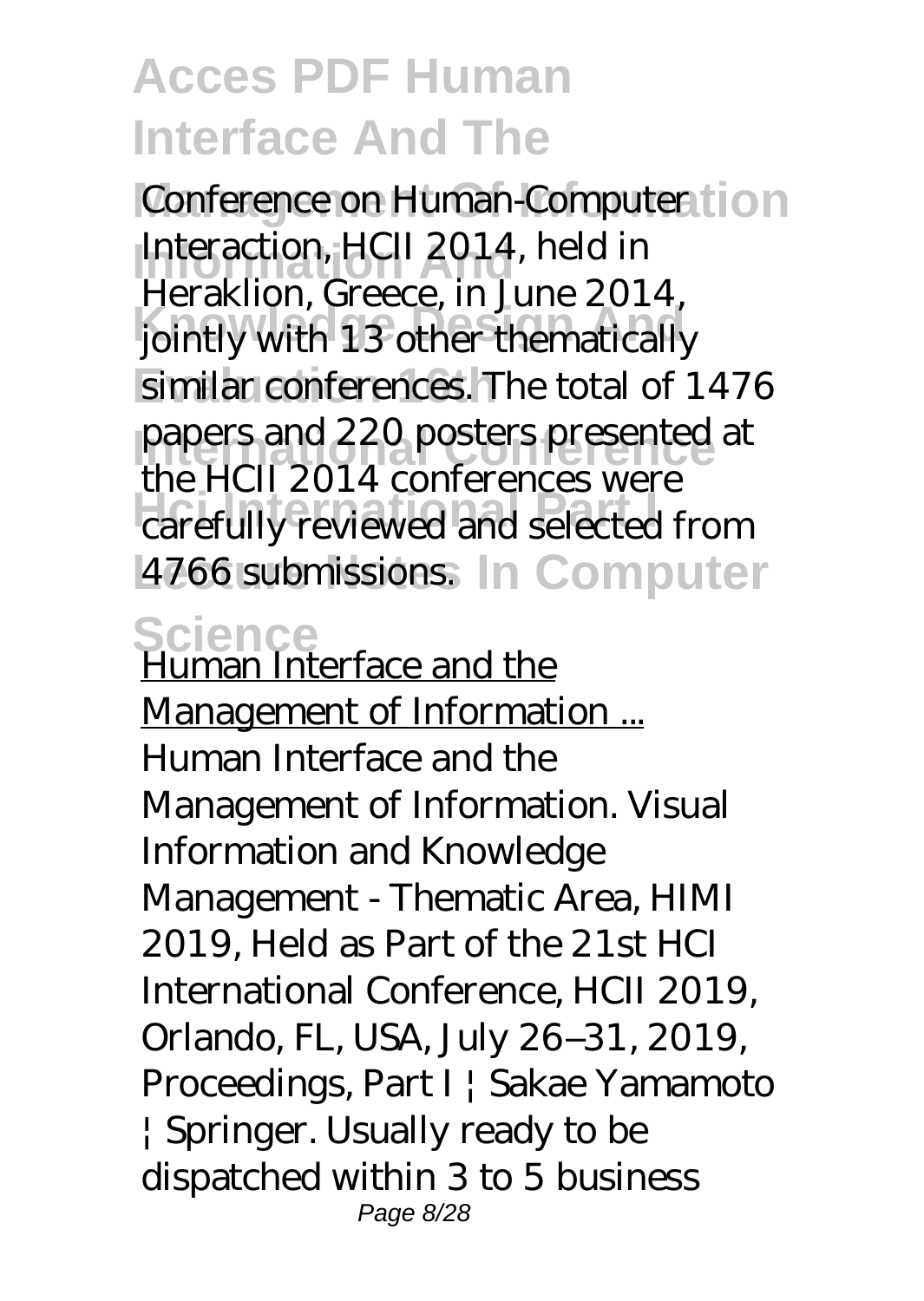Conference on Human-Computer Interaction, HCII 2014, held in Heraklion, Greece, in June 2014, jointly with 13 other thematically similar conferences. The total of 1476 papers and 220 posters presented at the HCII 2014 conferences were carefully reviewed and selected from 4766 submissions.

Human Interface and the Management of Information ...

Human Interface and the Management of Information. Visual Information and Knowledge Management - Thematic Area, HIMI 2019, Held as Part of the 21st HCI International Conference, HCII 2019, Orlando, FL, USA, July 26–31, 2019, Proceedings, Part I | Sakae Yamamoto | Springer. Usually ready to be dispatched within 3 to 5 business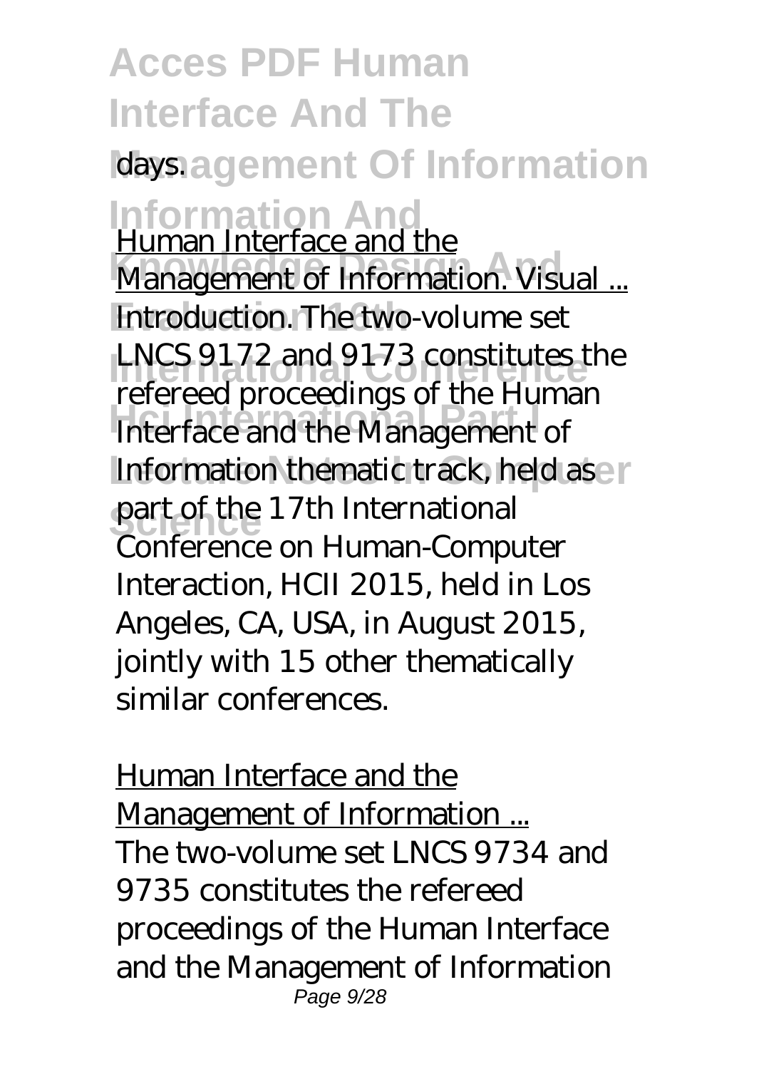days.

Human Interface and the Management of Information. Visual ...

Introduction. The two-volume set LNCS 9172 and 9173 constitutes the refereed proceedings of the Human Interface and the Management of Information thematic track, held as part of the 17th International Conference on Human-Computer Interaction, HCII 2015, held in Los Angeles, CA, USA, in August 2015, jointly with 15 other thematically similar conferences.

Human Interface and the Management of Information ...

The two-volume set LNCS 9734 and 9735 constitutes the refereed proceedings of the Human Interface and the Management of Information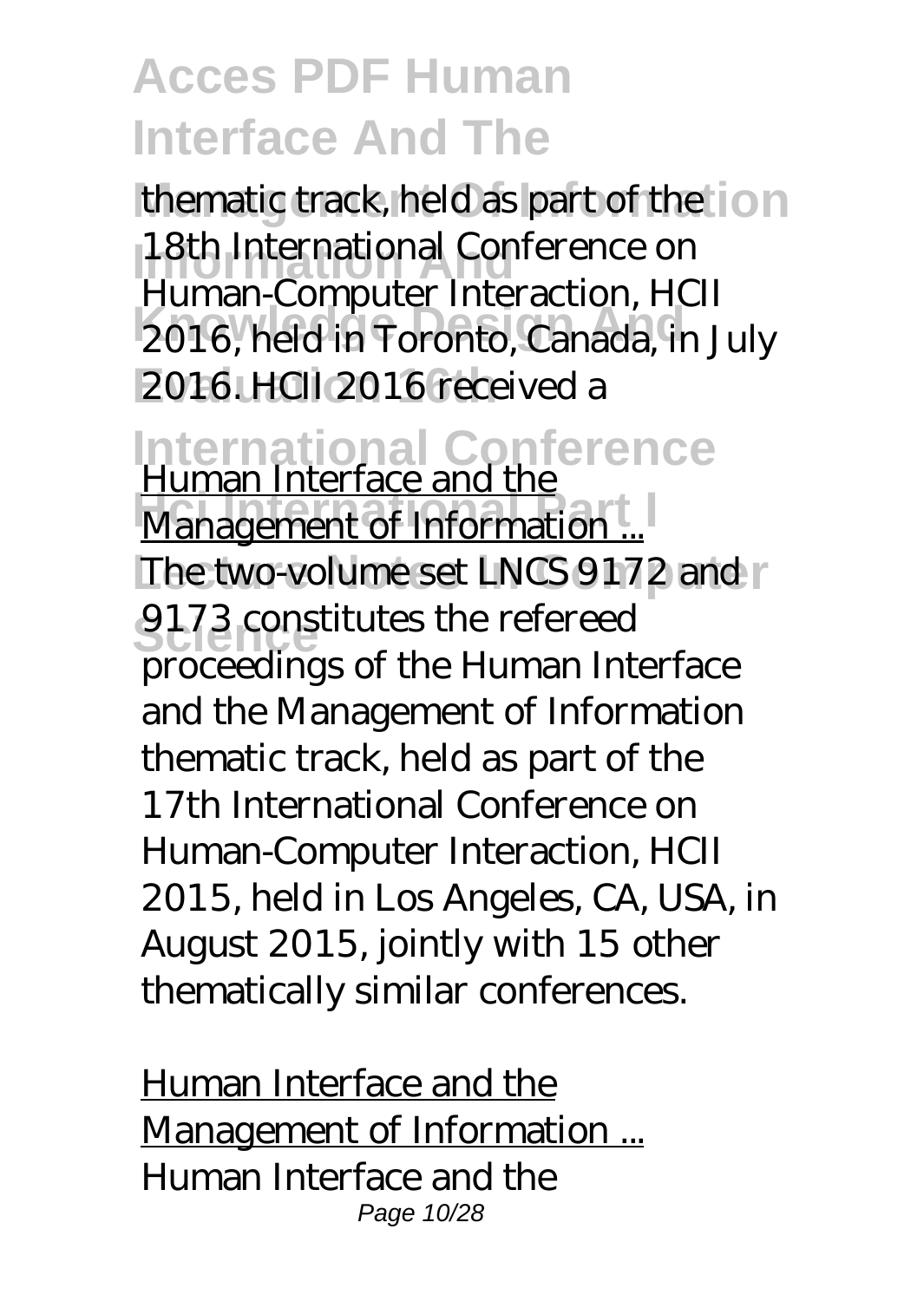thematic track, held as part of the 18th International Conference on Human-Computer Interaction, HCII 2016, held in Toronto, Canada, in July 2016. HCII 2016 received a

Human Interface and the Management of Information ...

The two-volume set LNCS 9172 and 9173 constitutes the refereed proceedings of the Human Interface and the Management of Information thematic track, held as part of the 17th International Conference on Human-Computer Interaction, HCII 2015, held in Los Angeles, CA, USA, in August 2015, jointly with 15 other thematically similar conferences.

Human Interface and the Management of Information ...

Human Interface and the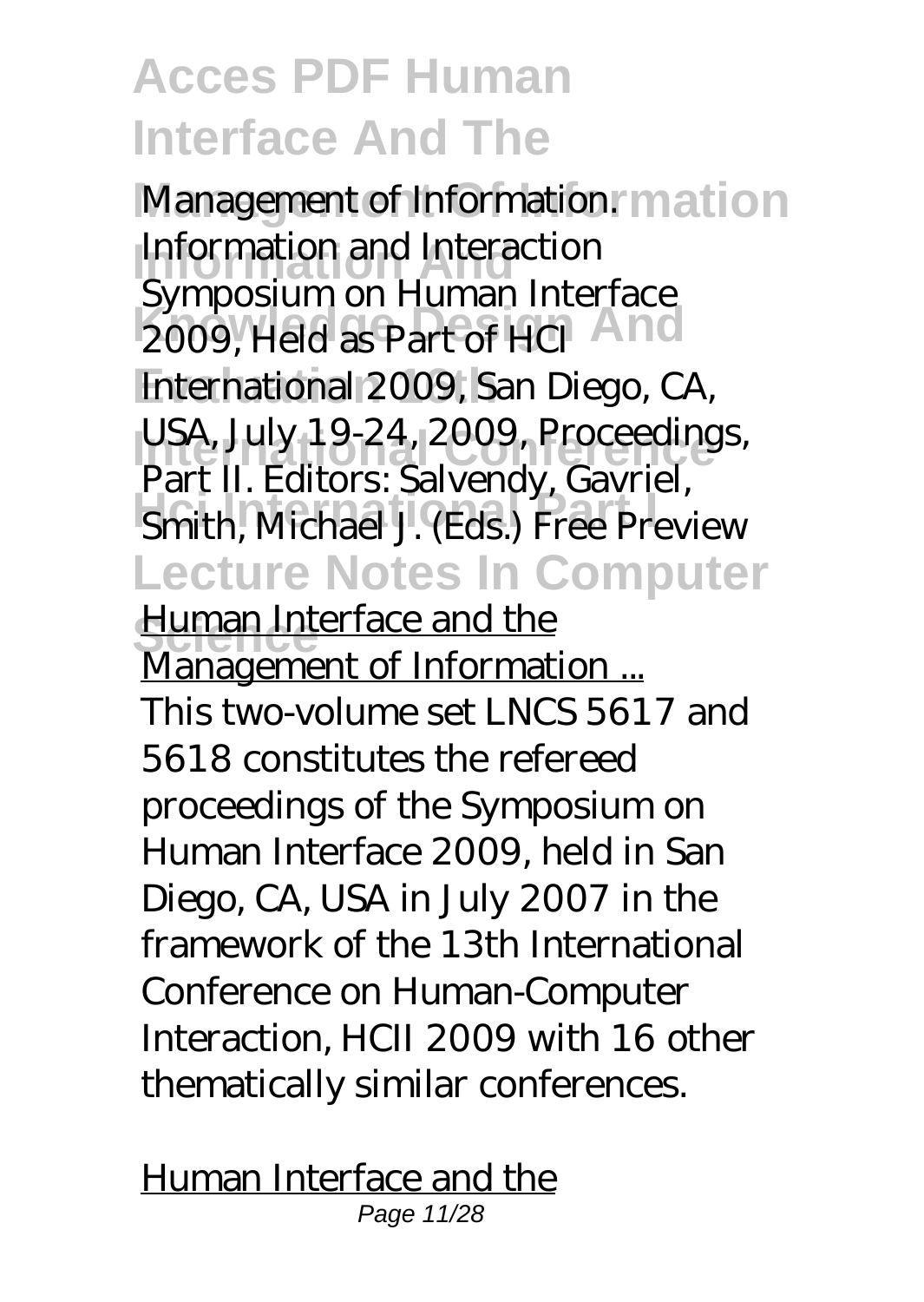Management of Information. Information and Interaction Symposium on Human Interface 2009, Held as Part of HCI International 2009, San Diego, CA, USA, July 19-24, 2009, Proceedings, Part II. Editors: Salvendy, Gavriel, Smith, Michael J. (Eds.) Free Preview

Human Interface and the Management of Information ...

This two-volume set LNCS 5617 and 5618 constitutes the refereed proceedings of the Symposium on Human Interface 2009, held in San Diego, CA, USA in July 2007 in the framework of the 13th International Conference on Human-Computer Interaction, HCII 2009 with 16 other thematically similar conferences.

Human Interface and the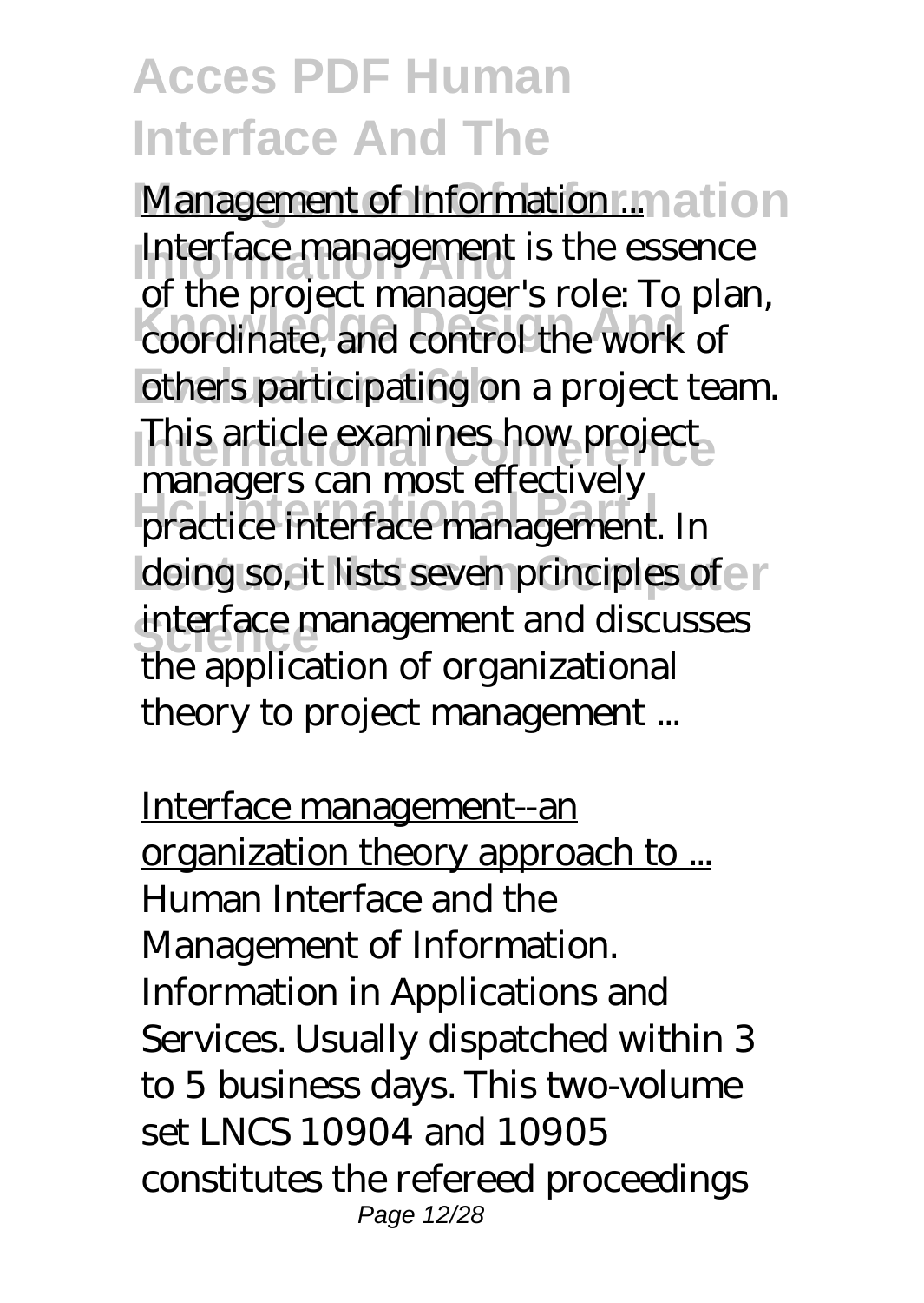Management of Information ...

Interface management is the essence of the project manager's role: To plan, coordinate, and control the work of others participating on a project team. This article examines how project managers can most effectively practice interface management. In doing so, it lists seven principles of interface management and discusses the application of organizational theory to project management ...

Interface management--an organization theory approach to ...

Human Interface and the Management of Information. Information in Applications and Services. Usually dispatched within 3 to 5 business days. This two-volume set LNCS 10904 and 10905 constitutes the refereed proceedings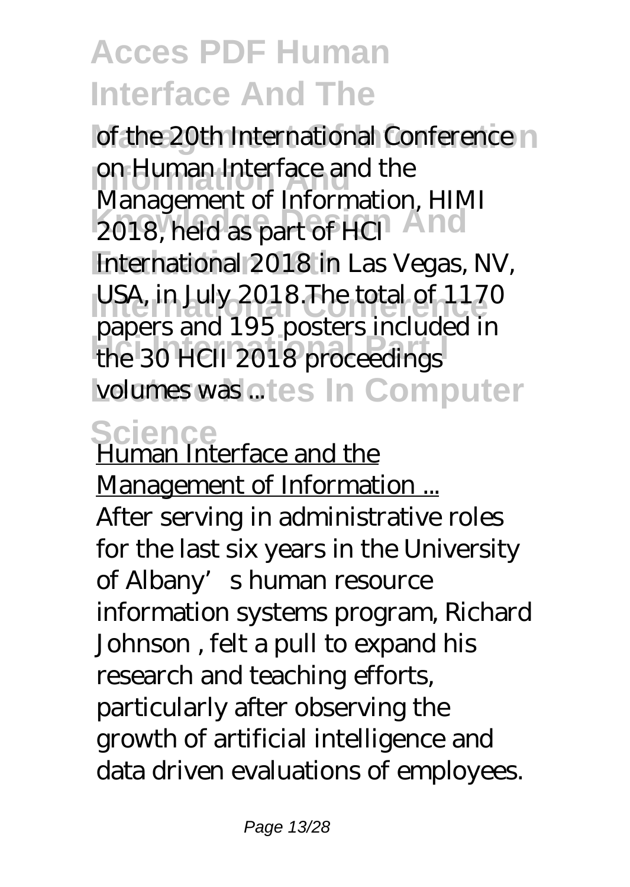of the 20th International Conference on Human Interface and the Management of Information, HIMI 2018, held as part of HCI International 2018 in Las Vegas, NV, USA, in July 2018.The total of 1170 papers and 195 posters included in the 30 HCII 2018 proceedings volumes was ...

Human Interface and the Management of Information ...

After serving in administrative roles for the last six years in the University of Albany's human resource information systems program, Richard Johnson , felt a pull to expand his research and teaching efforts, particularly after observing the growth of artificial intelligence and data driven evaluations of employees.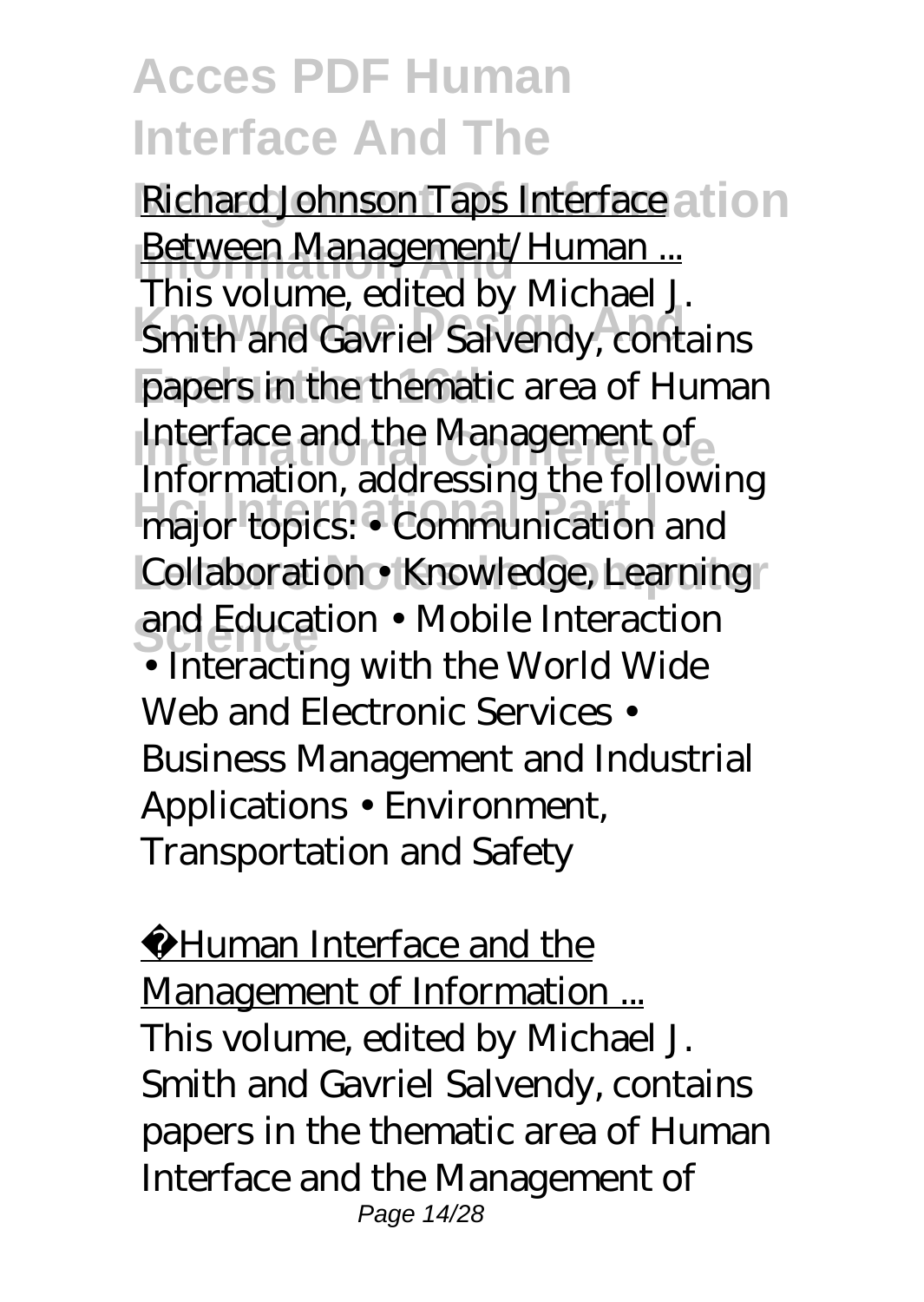Richard Johnson Taps Interface Between Management/Human ...

This volume, edited by Michael J. Smith and Gavriel Salvendy, contains papers in the thematic area of Human Interface and the Management of Information, addressing the following major topics: • Communication and Collaboration • Knowledge, Learning and Education • Mobile Interaction • Interacting with the World Wide Web and Electronic Services • Business Management and Industrial Applications • Environment, Transportation and Safety

Human Interface and the Management of Information ...

This volume, edited by Michael J. Smith and Gavriel Salvendy, contains papers in the thematic area of Human Interface and the Management of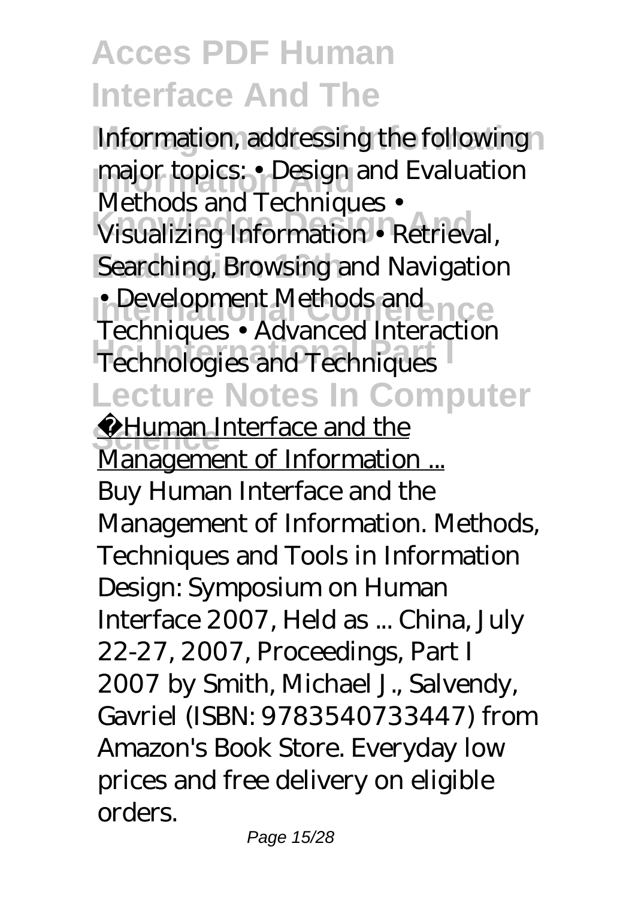Information, addressing the following major topics: • Design and Evaluation Methods and Techniques • Visualizing Information • Retrieval, Searching, Browsing and Navigation • Development Methods and Techniques • Advanced Interaction Technologies and Techniques

Human Interface and the Management of Information ...

Buy Human Interface and the Management of Information. Methods, Techniques and Tools in Information Design: Symposium on Human Interface 2007, Held as ... China, July 22-27, 2007, Proceedings, Part I 2007 by Smith, Michael J., Salvendy, Gavriel (ISBN: 9783540733447) from Amazon's Book Store. Everyday low prices and free delivery on eligible orders.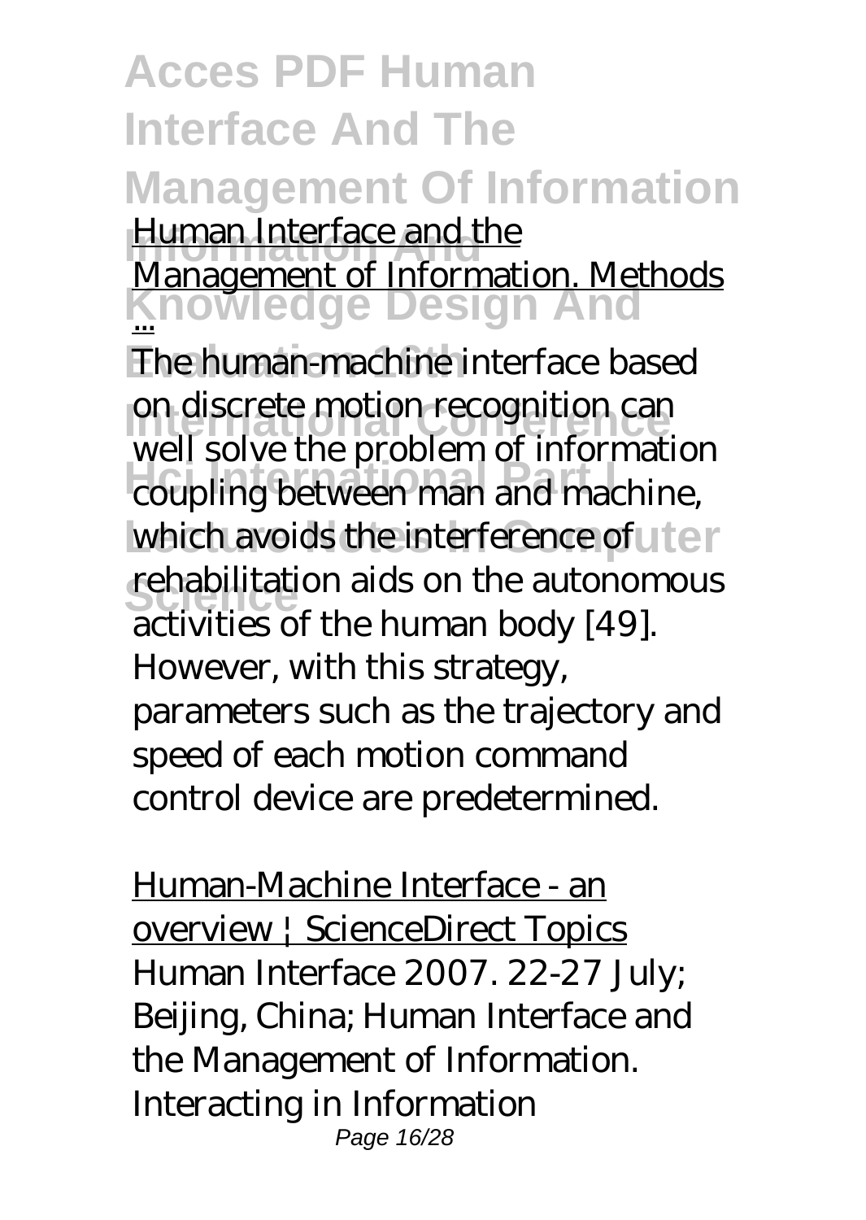Human Interface and the Management of Information. Methods ...

The human-machine interface based on discrete motion recognition can well solve the problem of information coupling between man and machine, which avoids the interference of rehabilitation aids on the autonomous activities of the human body [49]. However, with this strategy, parameters such as the trajectory and speed of each motion command control device are predetermined.

Human-Machine Interface - an overview | ScienceDirect Topics

Human Interface 2007. 22-27 July; Beijing, China; Human Interface and the Management of Information. Interacting in Information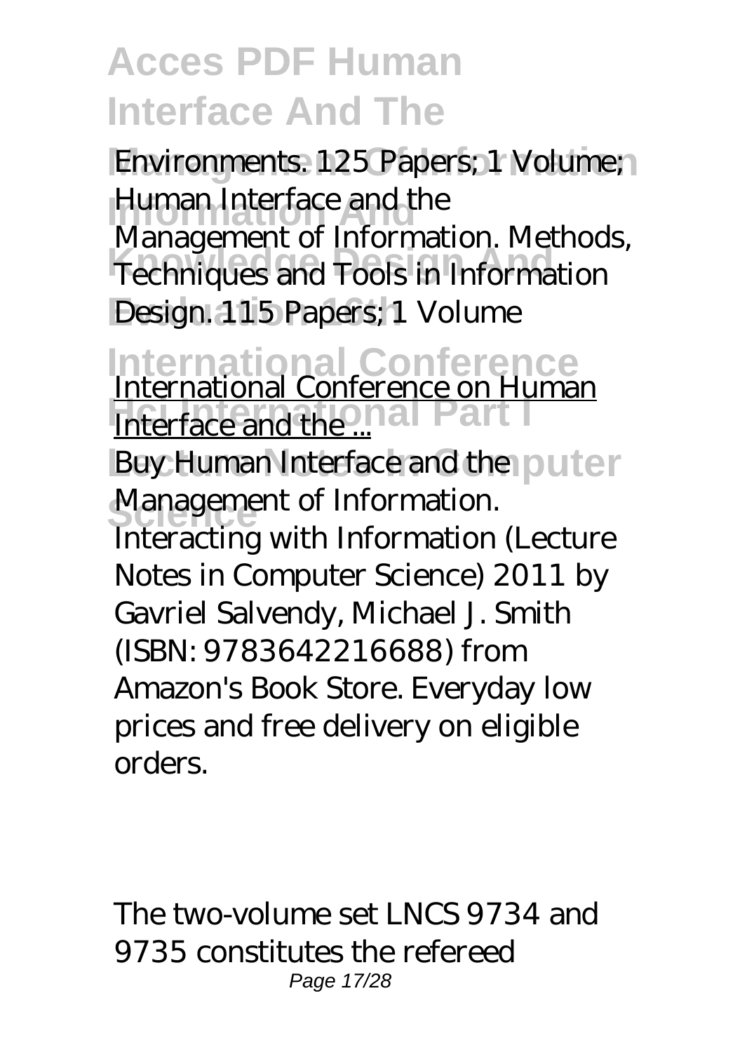Environments. 125 Papers; 1 Volume; Human Interface and the Management of Information. Methods, Techniques and Tools in Information Design. 115 Papers; 1 Volume

International Conference on Human Interface and the ...

Buy Human Interface and the Management of Information. Interacting with Information (Lecture Notes in Computer Science) 2011 by Gavriel Salvendy, Michael J. Smith (ISBN: 9783642216688) from Amazon's Book Store. Everyday low prices and free delivery on eligible orders.

The two-volume set LNCS 9734 and 9735 constitutes the refereed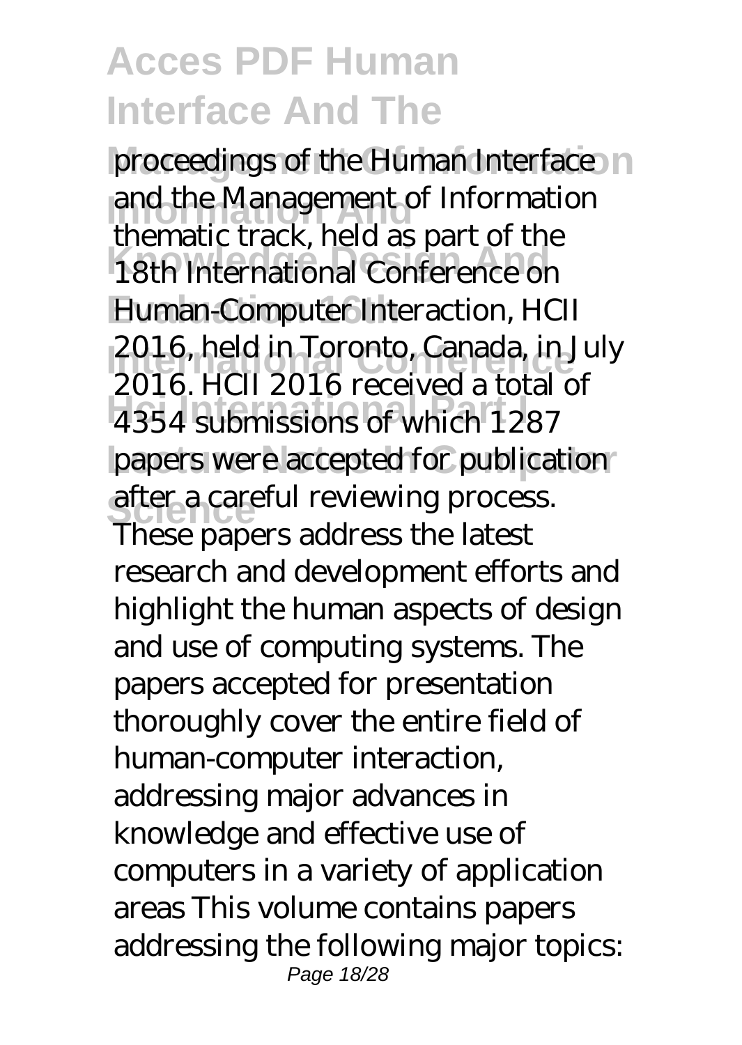proceedings of the Human Interface and the Management of Information thematic track, held as part of the 18th International Conference on Human-Computer Interaction, HCII 2016, held in Toronto, Canada, in July 2016. HCII 2016 received a total of 4354 submissions of which 1287 papers were accepted for publication after a careful reviewing process. These papers address the latest research and development efforts and highlight the human aspects of design and use of computing systems. The papers accepted for presentation thoroughly cover the entire field of human-computer interaction, addressing major advances in knowledge and effective use of computers in a variety of application areas This volume contains papers addressing the following major topics: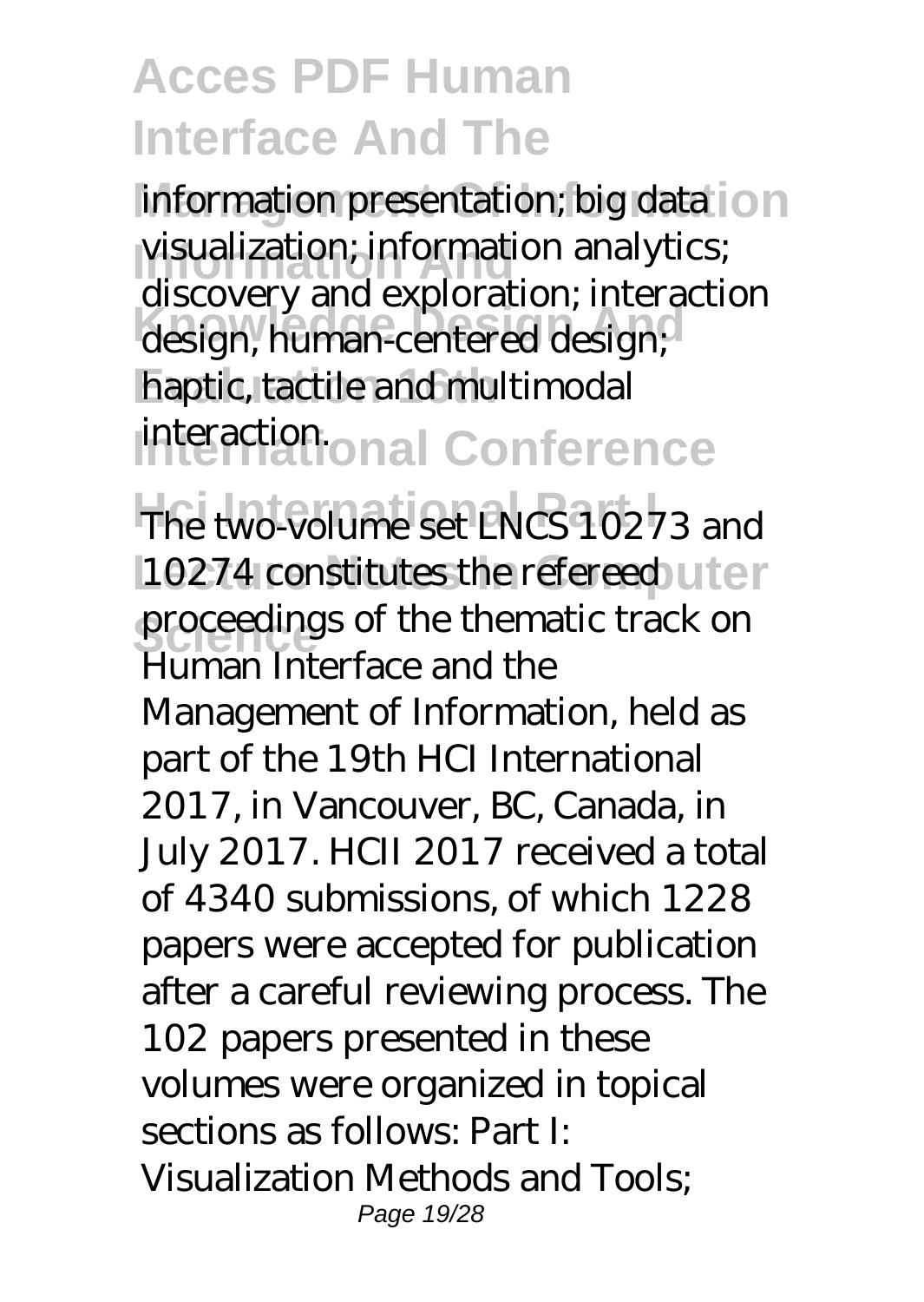information presentation; big data visualization; information analytics; discovery and exploration; interaction design, human-centered design; haptic, tactile and multimodal interaction.

The two-volume set LNCS 10273 and 10274 constitutes the refereed proceedings of the thematic track on Human Interface and the Management of Information, held as part of the 19th HCI International 2017, in Vancouver, BC, Canada, in July 2017. HCII 2017 received a total of 4340 submissions, of which 1228 papers were accepted for publication after a careful reviewing process. The 102 papers presented in these volumes were organized in topical sections as follows: Part I: Visualization Methods and Tools;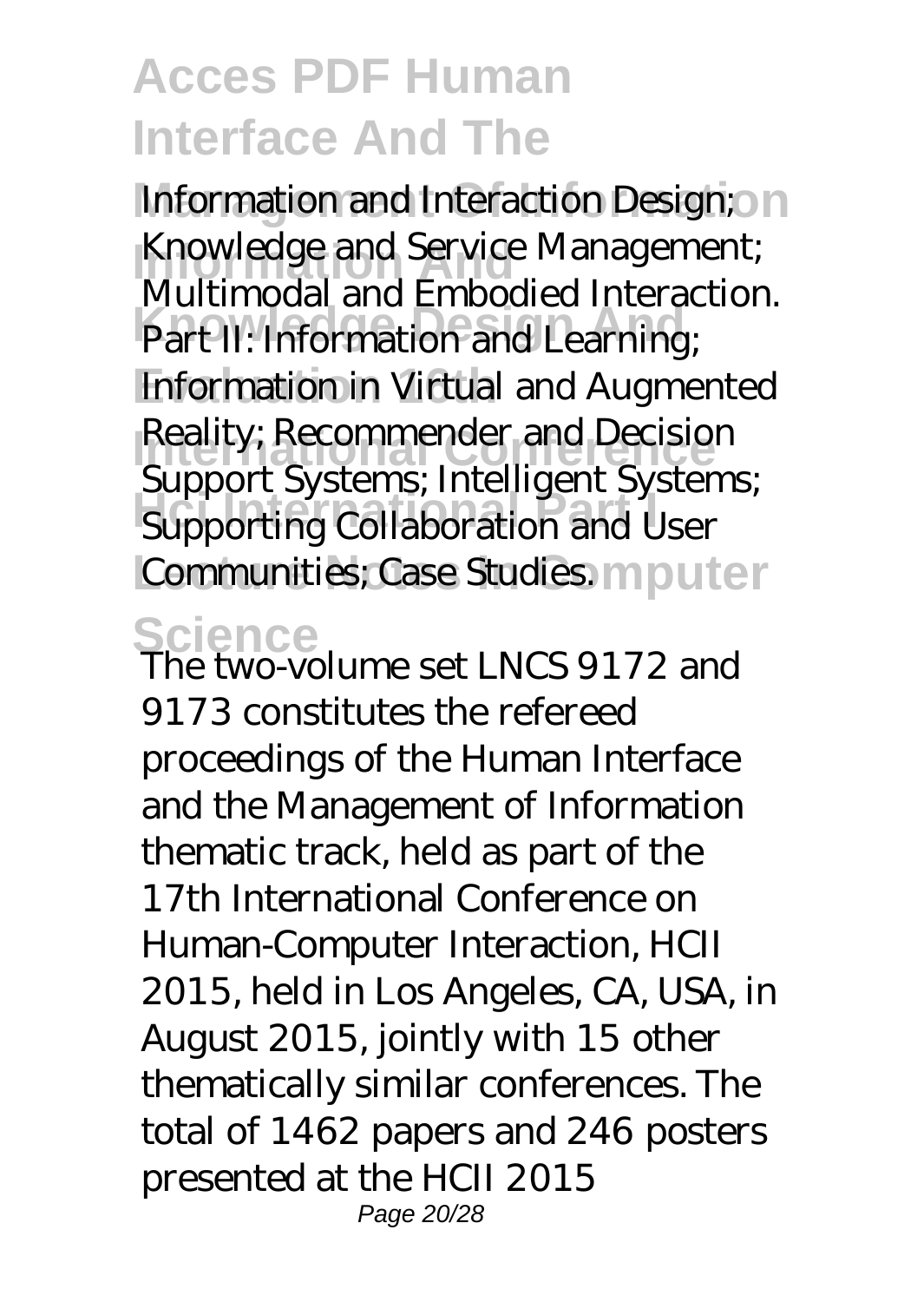Information and Interaction Design; Knowledge and Service Management; Multimodal and Embodied Interaction. Part II: Information and Learning; Information in Virtual and Augmented Reality; Recommender and Decision Support Systems; Intelligent Systems; Supporting Collaboration and User Communities; Case Studies.

The two-volume set LNCS 9172 and 9173 constitutes the refereed proceedings of the Human Interface and the Management of Information thematic track, held as part of the 17th International Conference on Human-Computer Interaction, HCII 2015, held in Los Angeles, CA, USA, in August 2015, jointly with 15 other thematically similar conferences. The total of 1462 papers and 246 posters presented at the HCII 2015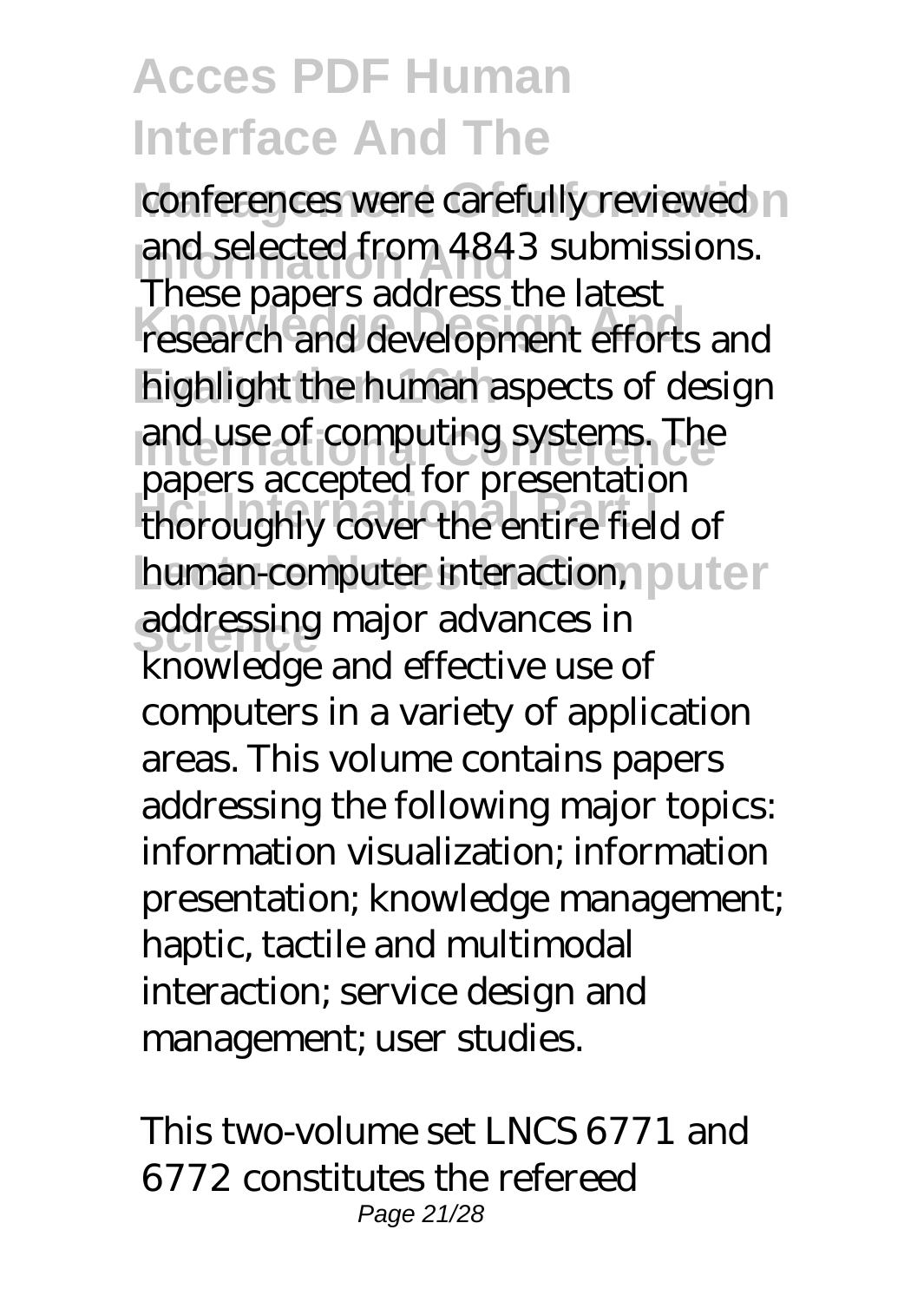conferences were carefully reviewed and selected from 4843 submissions. These papers address the latest research and development efforts and highlight the human aspects of design and use of computing systems. The papers accepted for presentation thoroughly cover the entire field of human-computer interaction, addressing major advances in knowledge and effective use of computers in a variety of application areas. This volume contains papers addressing the following major topics: information visualization; information presentation; knowledge management; haptic, tactile and multimodal interaction; service design and management; user studies.

This two-volume set LNCS 6771 and 6772 constitutes the refereed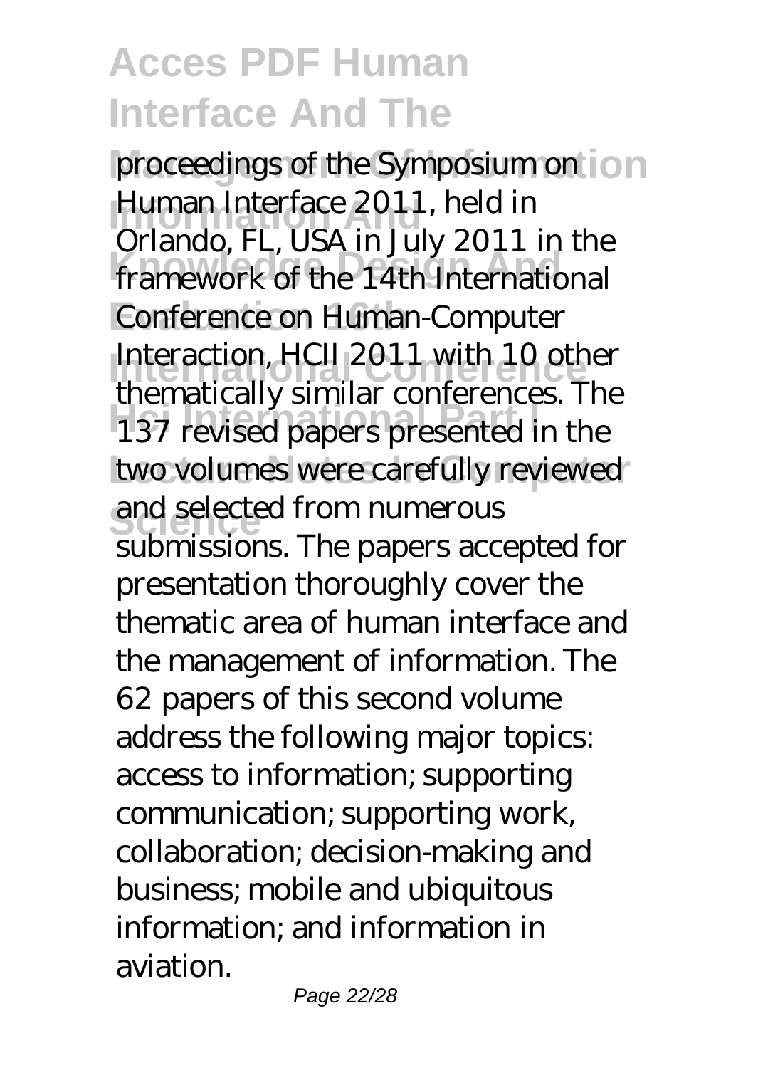proceedings of the Symposium on Human Interface 2011, held in Orlando, FL, USA in July 2011 in the framework of the 14th International Conference on Human-Computer Interaction, HCII 2011 with 10 other thematically similar conferences. The 137 revised papers presented in the two volumes were carefully reviewed and selected from numerous submissions. The papers accepted for presentation thoroughly cover the thematic area of human interface and the management of information. The 62 papers of this second volume address the following major topics: access to information; supporting communication; supporting work, collaboration; decision-making and business; mobile and ubiquitous information; and information in aviation.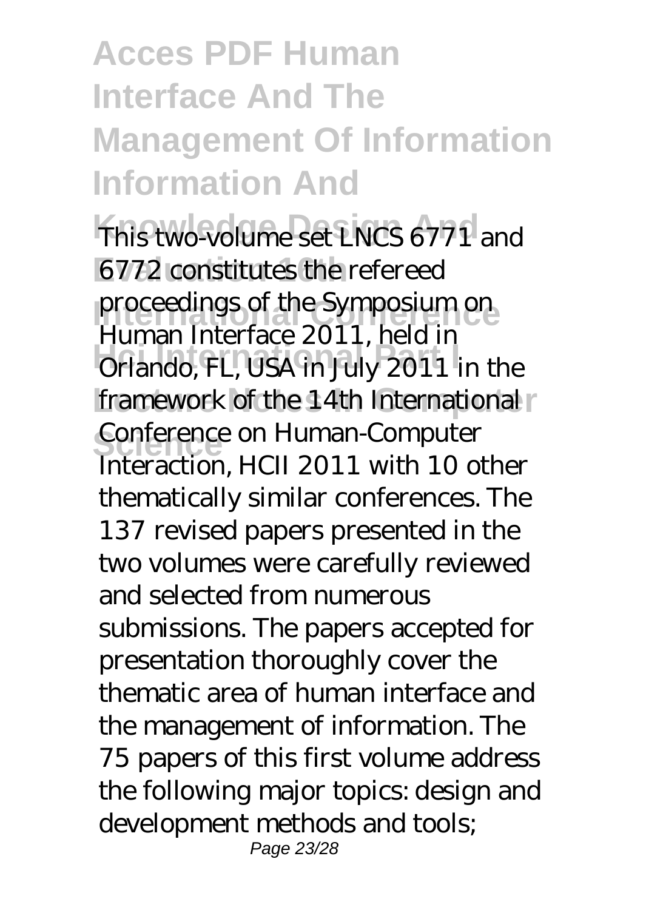## Acces PDF Human Interface And The Management Of Information Information And Knowledge Design And Evaluation 16th International Conference Hci International Part I Lecture Notes In Computer Science

This two-volume set LNCS 6771 and 6772 constitutes the refereed proceedings of the Symposium on Human Interface 2011, held in Orlando, FL, USA in July 2011 in the framework of the 14th International Conference on Human-Computer Interaction, HCII 2011 with 10 other thematically similar conferences. The 137 revised papers presented in the two volumes were carefully reviewed and selected from numerous submissions. The papers accepted for presentation thoroughly cover the thematic area of human interface and the management of information. The 75 papers of this first volume address the following major topics: design and development methods and tools;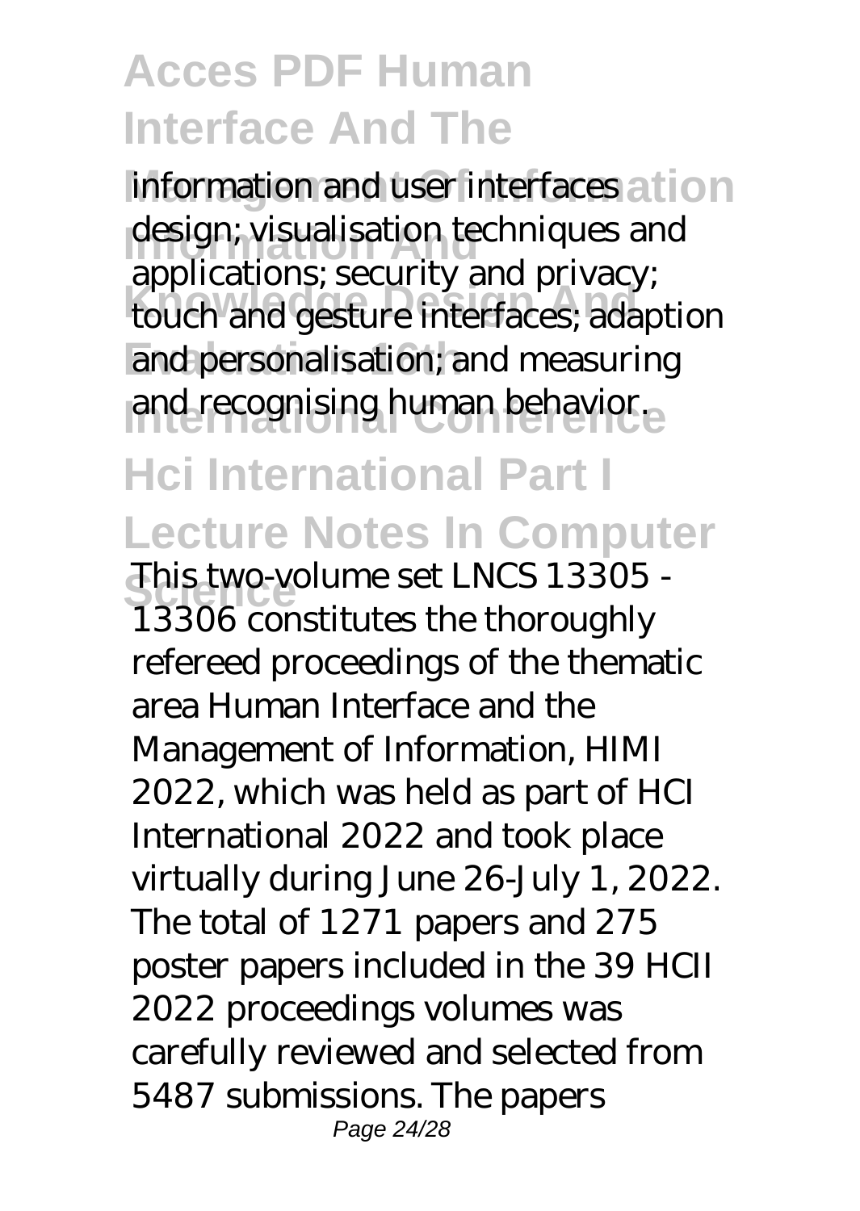information and user interfaces design; visualisation techniques and applications; security and privacy; touch and gesture interfaces; adaption and personalisation; and measuring and recognising human behavior.

## Hci International Part I Lecture Notes In Computer Science

This two-volume set LNCS 13305 - 13306 constitutes the thoroughly refereed proceedings of the thematic area Human Interface and the Management of Information, HIMI 2022, which was held as part of HCI International 2022 and took place virtually during June 26-July 1, 2022. The total of 1271 papers and 275 poster papers included in the 39 HCII 2022 proceedings volumes was carefully reviewed and selected from 5487 submissions. The papers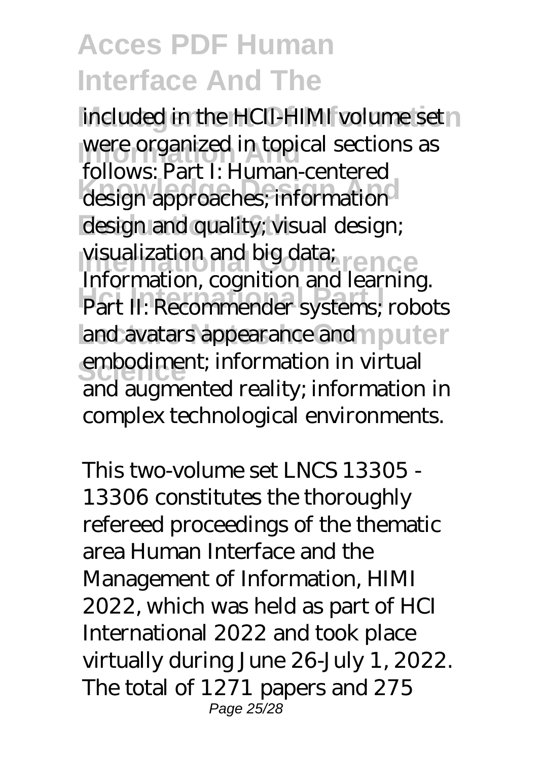included in the HCII-HIMI volume set were organized in topical sections as follows: Part I: Human-centered design approaches; information design and quality; visual design; visualization and big data; Information, cognition and learning. Part II: Recommender systems; robots and avatars appearance and embodiment; information in virtual and augmented reality; information in complex technological environments.

This two-volume set LNCS 13305 - 13306 constitutes the thoroughly refereed proceedings of the thematic area Human Interface and the Management of Information, HIMI 2022, which was held as part of HCI International 2022 and took place virtually during June 26-July 1, 2022. The total of 1271 papers and 275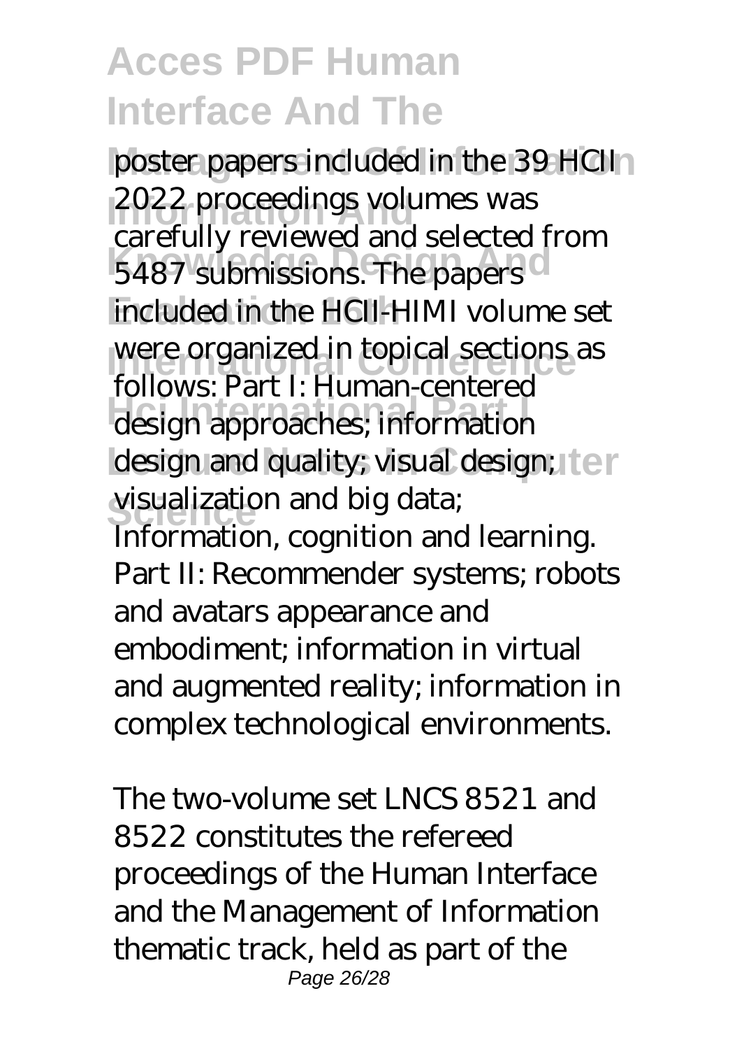poster papers included in the 39 HCII 2022 proceedings volumes was carefully reviewed and selected from 5487 submissions. The papers included in the HCII-HIMI volume set were organized in topical sections as follows: Part I: Human-centered design approaches; information design and quality; visual design; visualization and big data; Information, cognition and learning. Part II: Recommender systems; robots and avatars appearance and embodiment; information in virtual and augmented reality; information in complex technological environments.

The two-volume set LNCS 8521 and 8522 constitutes the refereed proceedings of the Human Interface and the Management of Information thematic track, held as part of the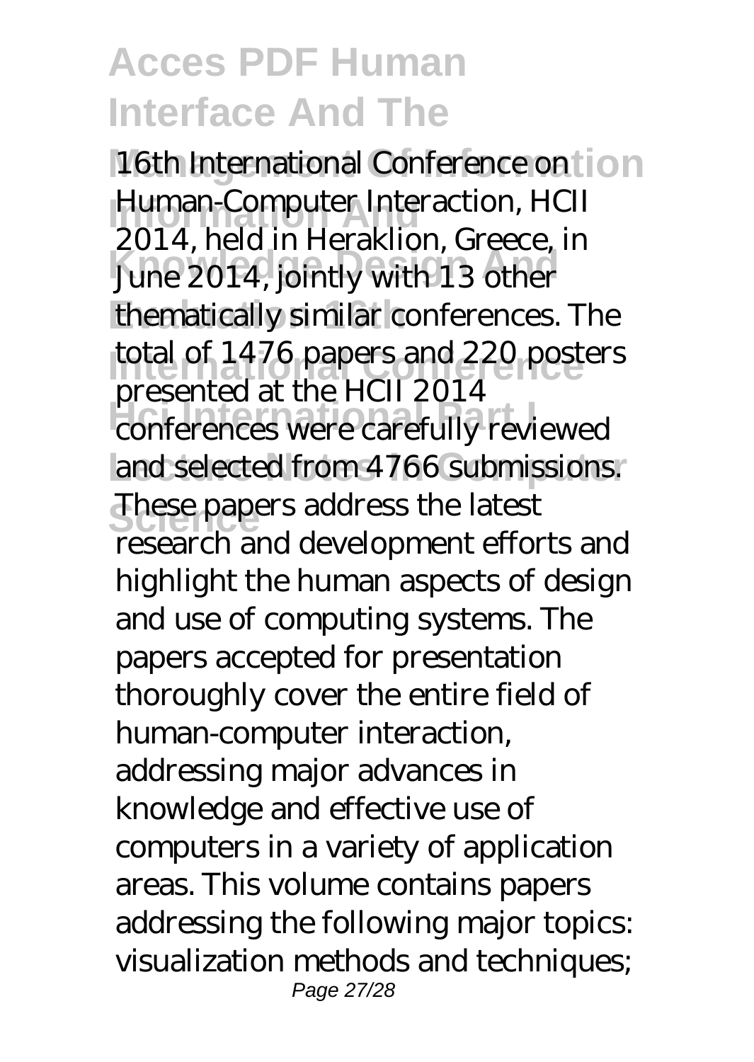16th International Conference on Human-Computer Interaction, HCII 2014, held in Heraklion, Greece, in June 2014, jointly with 13 other thematically similar conferences. The total of 1476 papers and 220 posters presented at the HCII 2014 conferences were carefully reviewed and selected from 4766 submissions. These papers address the latest research and development efforts and highlight the human aspects of design and use of computing systems. The papers accepted for presentation thoroughly cover the entire field of human-computer interaction, addressing major advances in knowledge and effective use of computers in a variety of application areas. This volume contains papers addressing the following major topics: visualization methods and techniques;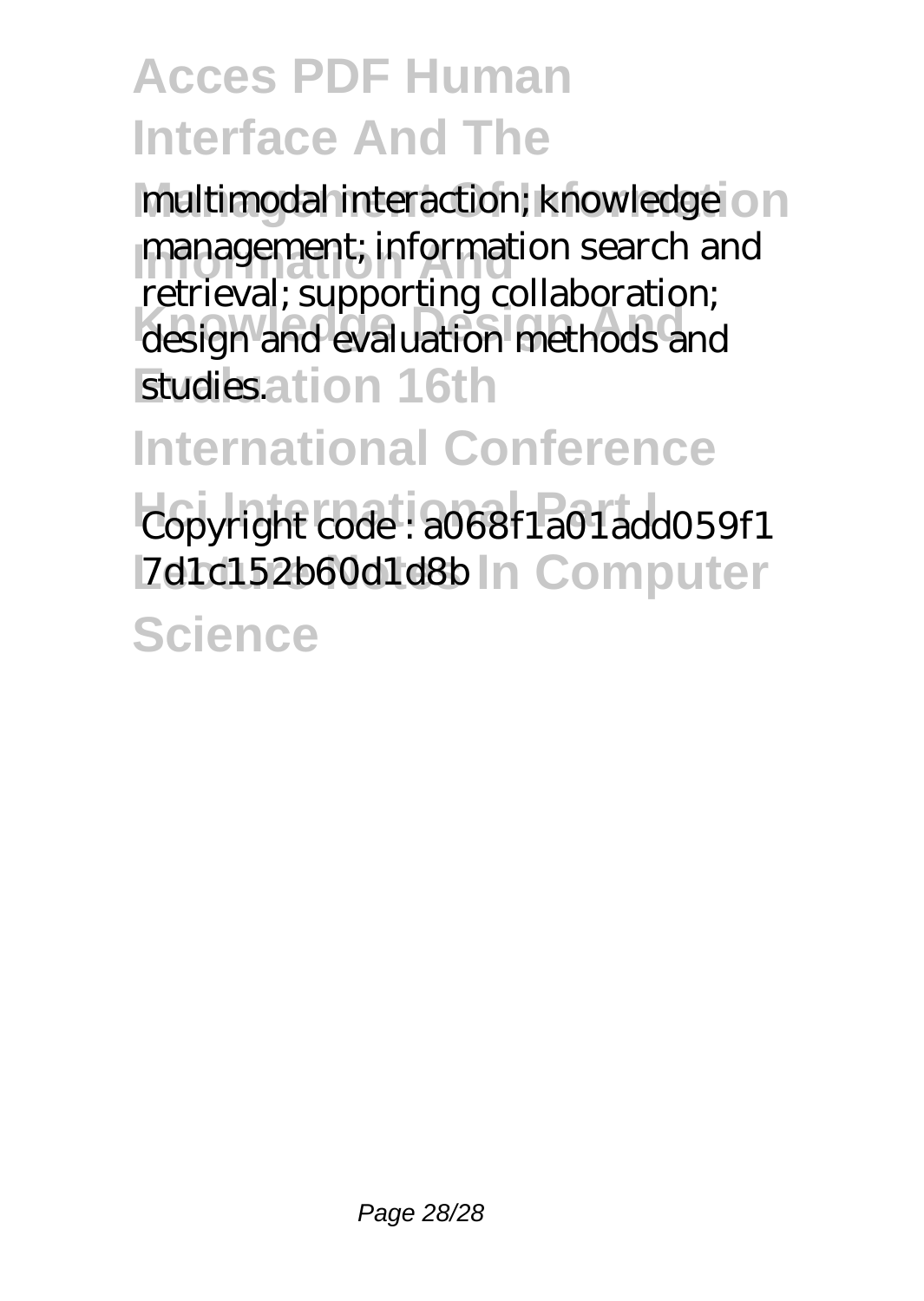multimodal interaction; knowledge management; information search and retrieval; supporting collaboration; design and evaluation methods and studies.

Copyright code : a068f1a01add059f17d1c152b60d1d8b